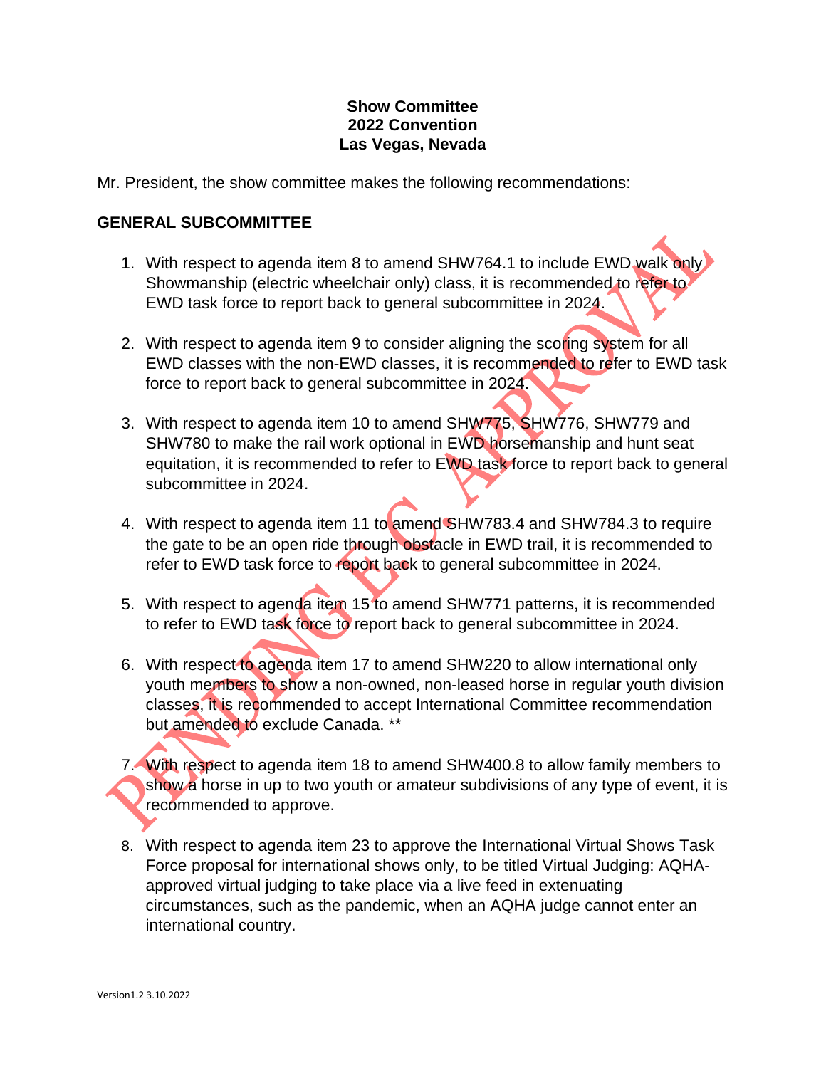**Show Committee**
**2022 Convention**
**Las Vegas, Nevada**

PENDING EC APPROVAL

Mr. President, the show committee makes the following recommendations:

## GENERAL SUBCOMMITTEE

1. With respect to agenda item 8 to amend SHW764.1 to include EWD walk only Showmanship (electric wheelchair only) class, it is recommended to refer to EWD task force to report back to general subcommittee in 2024.

2. With respect to agenda item 9 to consider aligning the scoring system for all EWD classes with the non-EWD classes, it is recommended to refer to EWD task force to report back to general subcommittee in 2024.

3. With respect to agenda item 10 to amend SHW775, SHW776, SHW779 and SHW780 to make the rail work optional in EWD horsemanship and hunt seat equitation, it is recommended to refer to EWD task force to report back to general subcommittee in 2024.

4. With respect to agenda item 11 to amend SHW783.4 and SHW784.3 to require the gate to be an open ride through obstacle in EWD trail, it is recommended to refer to EWD task force to report back to general subcommittee in 2024.

5. With respect to agenda item 15 to amend SHW771 patterns, it is recommended to refer to EWD task force to report back to general subcommittee in 2024.

6. With respect to agenda item 17 to amend SHW220 to allow international only youth members to show a non-owned, non-leased horse in regular youth division classes, it is recommended to accept International Committee recommendation but amended to exclude Canada. **

7. With respect to agenda item 18 to amend SHW400.8 to allow family members to show a horse in up to two youth or amateur subdivisions of any type of event, it is recommended to approve.

8. With respect to agenda item 23 to approve the International Virtual Shows Task Force proposal for international shows only, to be titled Virtual Judging: AQHA-approved virtual judging to take place via a live feed in extenuating circumstances, such as the pandemic, when an AQHA judge cannot enter an international country.

Version1.2 3.10.2022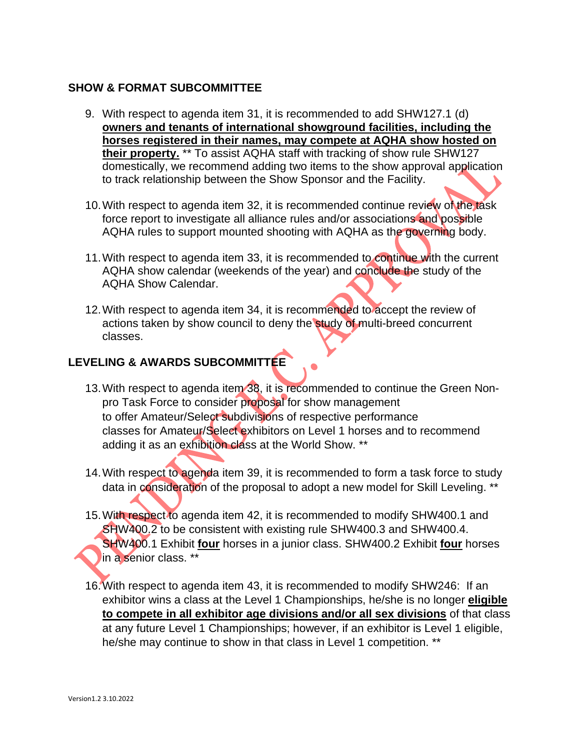## SHOW & FORMAT SUBCOMMITTEE

9. With respect to agenda item 31, it is recommended to add SHW127.1 (d) **owners and tenants of international showground facilities, including the horses registered in their names, may compete at AQHA show hosted on their property.** ** To assist AQHA staff with tracking of show rule SHW127 domestically, we recommend adding two items to the show approval application to track relationship between the Show Sponsor and the Facility.

10. With respect to agenda item 32, it is recommended continue review of the task force report to investigate all alliance rules and/or associations and possible AQHA rules to support mounted shooting with AQHA as the governing body.

11. With respect to agenda item 33, it is recommended to continue with the current AQHA show calendar (weekends of the year) and conclude the study of the AQHA Show Calendar.

12. With respect to agenda item 34, it is recommended to accept the review of actions taken by show council to deny the study of multi-breed concurrent classes.

## LEVELING & AWARDS SUBCOMMITTEE

13. With respect to agenda item 38, it is recommended to continue the Green Non-pro Task Force to consider proposal for show management to offer Amateur/Select subdivisions of respective performance classes for Amateur/Select exhibitors on Level 1 horses and to recommend adding it as an exhibition class at the World Show. **

14. With respect to agenda item 39, it is recommended to form a task force to study data in consideration of the proposal to adopt a new model for Skill Leveling. **

15. With respect to agenda item 42, it is recommended to modify SHW400.1 and SHW400.2 to be consistent with existing rule SHW400.3 and SHW400.4. SHW400.1 Exhibit **four** horses in a junior class. SHW400.2 Exhibit **four** horses in a senior class. **

16. With respect to agenda item 43, it is recommended to modify SHW246: If an exhibitor wins a class at the Level 1 Championships, he/she is no longer **eligible to compete in all exhibitor age divisions and/or all sex divisions** of that class at any future Level 1 Championships; however, if an exhibitor is Level 1 eligible, he/she may continue to show in that class in Level 1 competition. **

PENDING E.C. APPROVAL

Version1.2 3.10.2022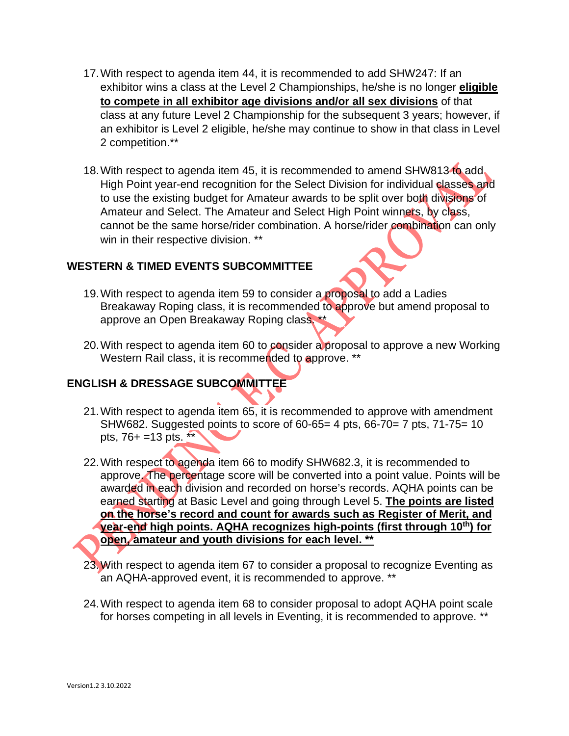17. With respect to agenda item 44, it is recommended to add SHW247: If an exhibitor wins a class at the Level 2 Championships, he/she is no longer **eligible to compete in all exhibitor age divisions and/or all sex divisions** of that class at any future Level 2 Championship for the subsequent 3 years; however, if an exhibitor is Level 2 eligible, he/she may continue to show in that class in Level 2 competition.**

18. With respect to agenda item 45, it is recommended to amend SHW813 to add High Point year-end recognition for the Select Division for individual classes and to use the existing budget for Amateur awards to be split over both divisions of Amateur and Select. The Amateur and Select High Point winners, by class, cannot be the same horse/rider combination. A horse/rider combination can only win in their respective division. **

## WESTERN & TIMED EVENTS SUBCOMMITTEE

19. With respect to agenda item 59 to consider a proposal to add a Ladies Breakaway Roping class, it is recommended to approve but amend proposal to approve an Open Breakaway Roping class. **

20. With respect to agenda item 60 to consider a proposal to approve a new Working Western Rail class, it is recommended to approve. **

## ENGLISH & DRESSAGE SUBCOMMITTEE

21. With respect to agenda item 65, it is recommended to approve with amendment SHW682. Suggested points to score of 60-65= 4 pts, 66-70= 7 pts, 71-75= 10 pts, 76+ =13 pts. **

22. With respect to agenda item 66 to modify SHW682.3, it is recommended to approve. The percentage score will be converted into a point value. Points will be awarded in each division and recorded on horse's records. AQHA points can be earned starting at Basic Level and going through Level 5. **The points are listed on the horse's record and count for awards such as Register of Merit, and year-end high points. AQHA recognizes high-points (first through 10th) for open, amateur and youth divisions for each level. ****

23. With respect to agenda item 67 to consider a proposal to recognize Eventing as an AQHA-approved event, it is recommended to approve. **

24. With respect to agenda item 68 to consider proposal to adopt AQHA point scale for horses competing in all levels in Eventing, it is recommended to approve. **

PENDING E.C. APPROVAL

Version1.2 3.10.2022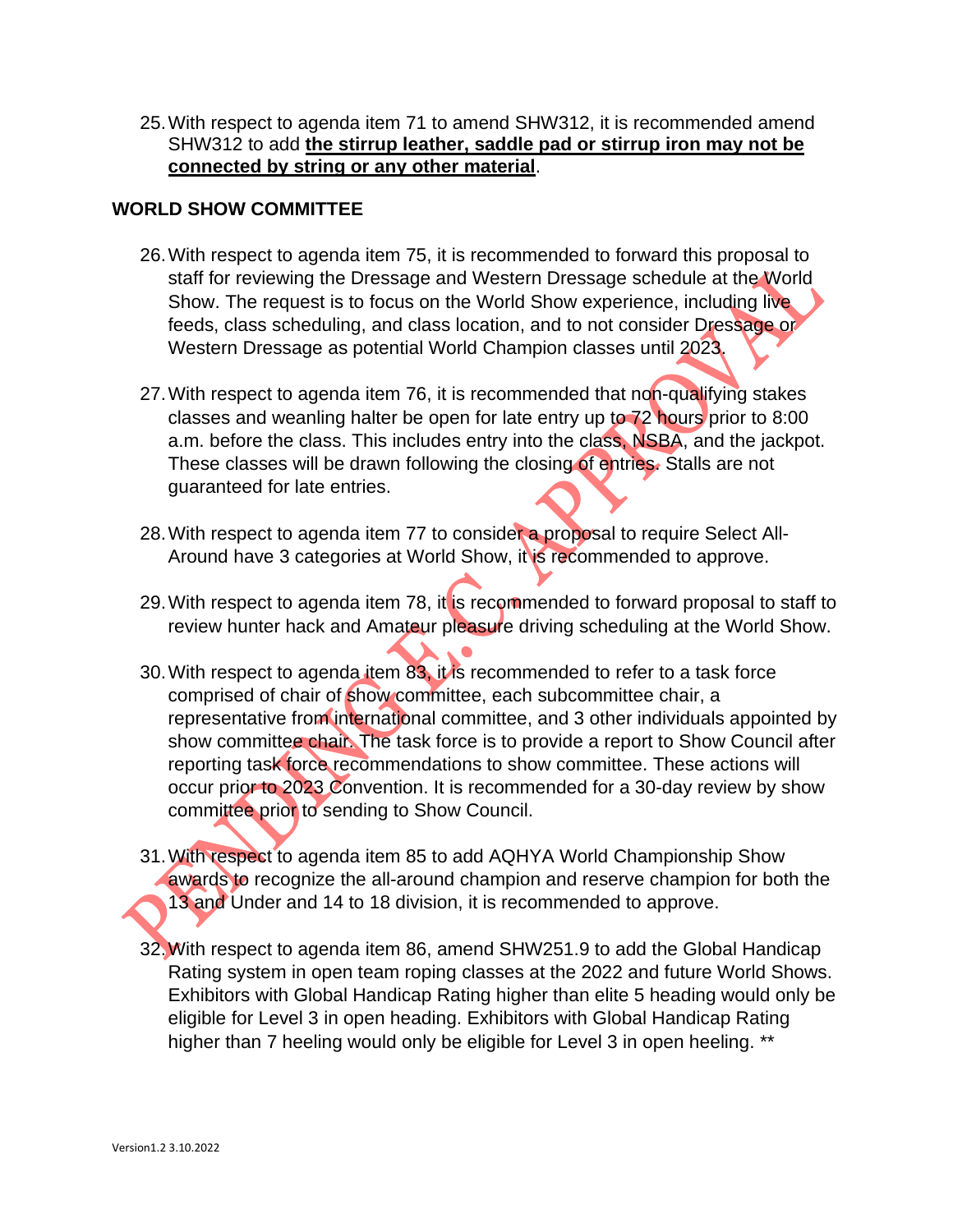25. With respect to agenda item 71 to amend SHW312, it is recommended amend SHW312 to add **the stirrup leather, saddle pad or stirrup iron may not be connected by string or any other material**.

## WORLD SHOW COMMITTEE

26. With respect to agenda item 75, it is recommended to forward this proposal to staff for reviewing the Dressage and Western Dressage schedule at the World Show. The request is to focus on the World Show experience, including live feeds, class scheduling, and class location, and to not consider Dressage or Western Dressage as potential World Champion classes until 2023.

27. With respect to agenda item 76, it is recommended that non-qualifying stakes classes and weanling halter be open for late entry up to 72 hours prior to 8:00 a.m. before the class. This includes entry into the class, NSBA, and the jackpot. These classes will be drawn following the closing of entries. Stalls are not guaranteed for late entries.

28. With respect to agenda item 77 to consider a proposal to require Select All-Around have 3 categories at World Show, it is recommended to approve.

29. With respect to agenda item 78, it is recommended to forward proposal to staff to review hunter hack and Amateur pleasure driving scheduling at the World Show.

30. With respect to agenda item 83, it is recommended to refer to a task force comprised of chair of show committee, each subcommittee chair, a representative from international committee, and 3 other individuals appointed by show committee chair. The task force is to provide a report to Show Council after reporting task force recommendations to show committee. These actions will occur prior to 2023 Convention. It is recommended for a 30-day review by show committee prior to sending to Show Council.

31. With respect to agenda item 85 to add AQHYA World Championship Show awards to recognize the all-around champion and reserve champion for both the 13 and Under and 14 to 18 division, it is recommended to approve.

32. With respect to agenda item 86, amend SHW251.9 to add the Global Handicap Rating system in open team roping classes at the 2022 and future World Shows. Exhibitors with Global Handicap Rating higher than elite 5 heading would only be eligible for Level 3 in open heading. Exhibitors with Global Handicap Rating higher than 7 heeling would only be eligible for Level 3 in open heeling. **

PENDING E.C. APPROVAL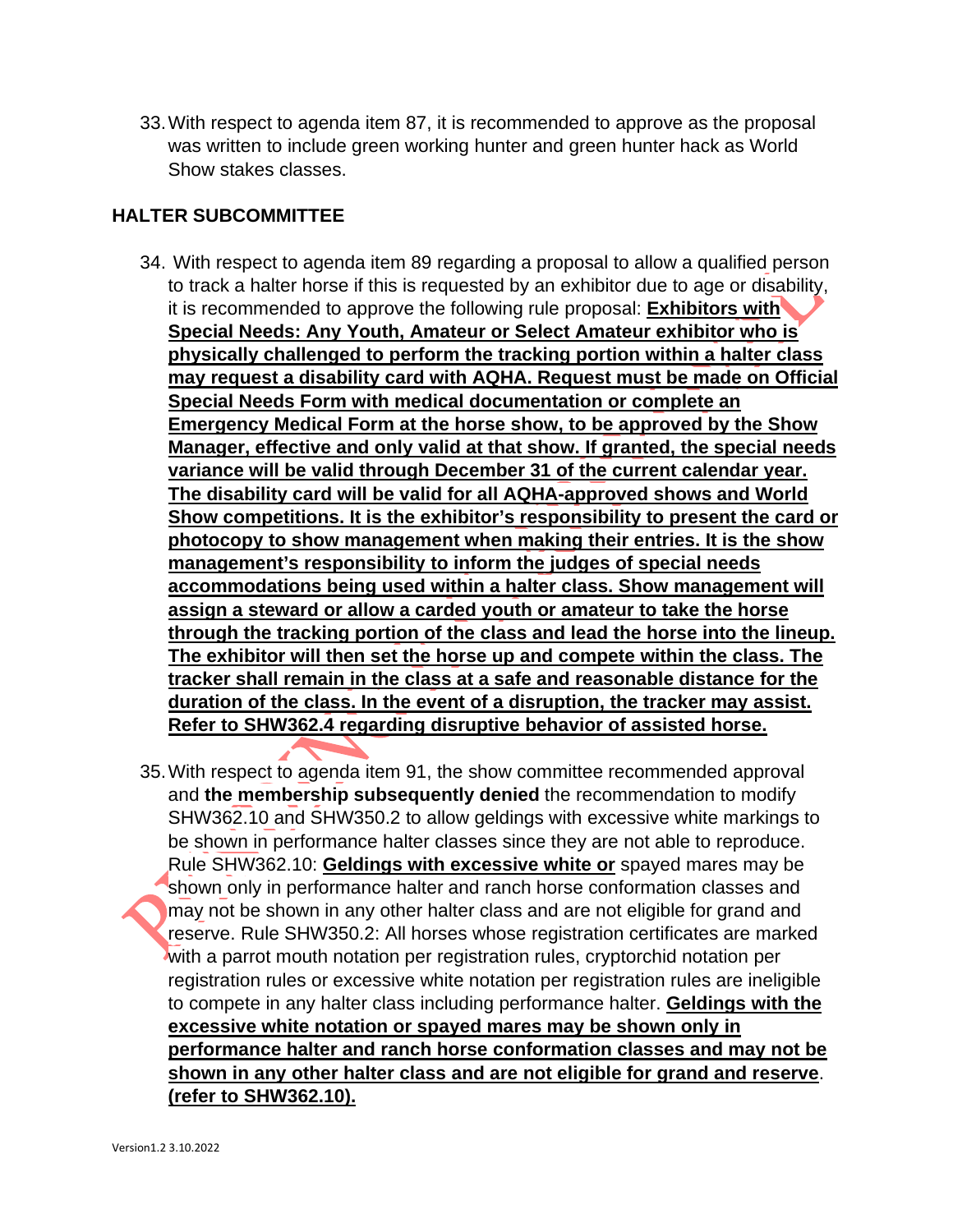33. With respect to agenda item 87, it is recommended to approve as the proposal was written to include green working hunter and green hunter hack as World Show stakes classes.

**HALTER SUBCOMMITTEE**

34. With respect to agenda item 89 regarding a proposal to allow a qualified person to track a halter horse if this is requested by an exhibitor due to age or disability, it is recommended to approve the following rule proposal: <u>**Exhibitors with Special Needs: Any Youth, Amateur or Select Amateur exhibitor who is physically challenged to perform the tracking portion within a halter class may request a disability card with AQHA. Request must be made on Official Special Needs Form with medical documentation or complete an Emergency Medical Form at the horse show, to be approved by the Show Manager, effective and only valid at that show. If granted, the special needs variance will be valid through December 31 of the current calendar year. The disability card will be valid for all AQHA-approved shows and World Show competitions. It is the exhibitor's responsibility to present the card or photocopy to show management when making their entries. It is the show management's responsibility to inform the judges of special needs accommodations being used within a halter class. Show management will assign a steward or allow a carded youth or amateur to take the horse through the tracking portion of the class and lead the horse into the lineup. The exhibitor will then set the horse up and compete within the class. The tracker shall remain in the class at a safe and reasonable distance for the duration of the class. In the event of a disruption, the tracker may assist. Refer to SHW362.4 regarding disruptive behavior of assisted horse.**</u>

35. With respect to agenda item 91, the show committee recommended approval and **the membership subsequently denied** the recommendation to modify SHW362.10 and SHW350.2 to allow geldings with excessive white markings to be shown in performance halter classes since they are not able to reproduce. Rule SHW362.10: <u>**Geldings with excessive white or**</u> spayed mares may be shown only in performance halter and ranch horse conformation classes and may not be shown in any other halter class and are not eligible for grand and reserve. Rule SHW350.2: All horses whose registration certificates are marked with a parrot mouth notation per registration rules, cryptorchid notation per registration rules or excessive white notation per registration rules are ineligible to compete in any halter class including performance halter. <u>**Geldings with the excessive white notation or spayed mares may be shown only in performance halter and ranch horse conformation classes and may not be shown in any other halter class and are not eligible for grand and reserve**</u>. <u>**(refer to SHW362.10).**</u>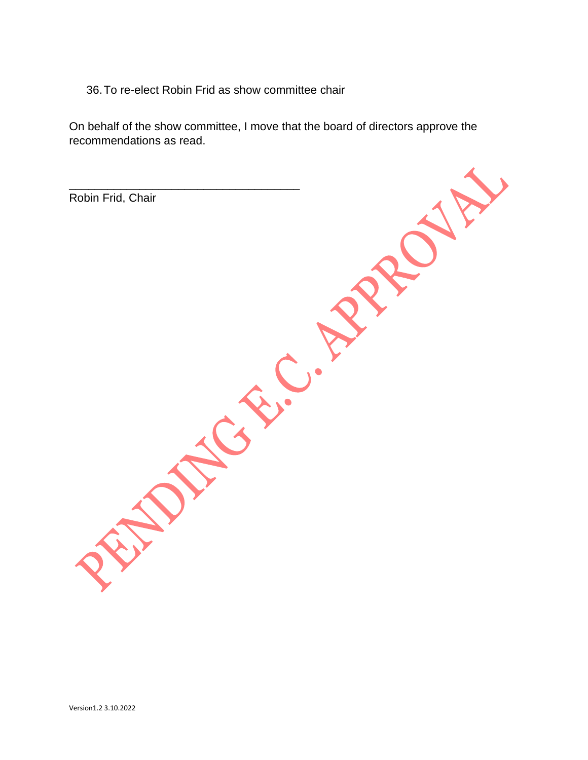36. To re-elect Robin Frid as show committee chair

On behalf of the show committee, I move that the board of directors approve the recommendations as read.

\_\_\_\_\_\_\_\_\_\_\_\_\_\_\_\_\_\_\_\_\_\_\_\_\_\_\_\_\_\_\_\_\_\_\_\_\_\_

Robin Frid, Chair

PENDING E.C. APPROVAL

Version1.2 3.10.2022